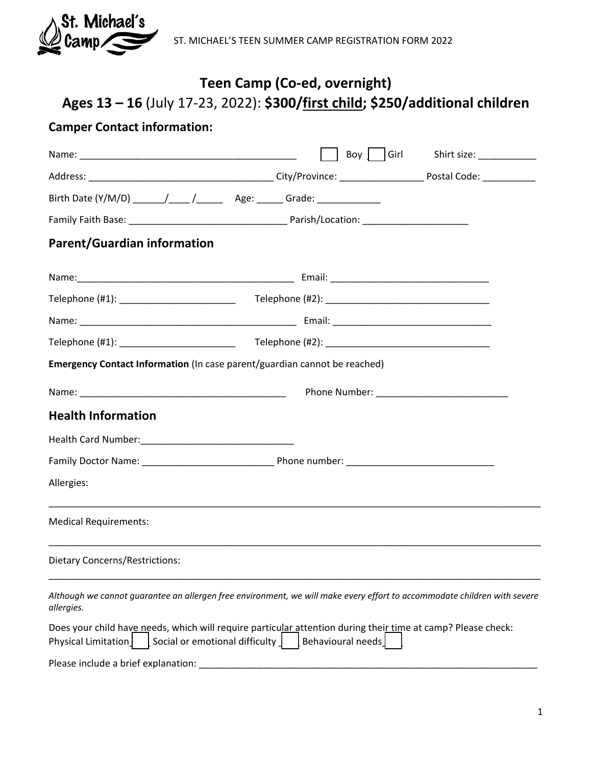# Teen Camp (Co-ed, overnight)

## Ages 13 – 16 (July 17-23, 2022): $300/first child; $250/additional children

### Camper Contact information:

Name: ________________________________________ ☐ Boy ☐ Girl Shirt size: ___________

Address: ________________________________ City/Province: _______________ Postal Code: __________

Birth Date (Y/M/D) ______/____ /_____ Age: _____ Grade: ____________

Family Faith Base: ____________________________ Parish/Location: ___________________

### Parent/Guardian information

Name:________________________________________ Email: _____________________________

Telephone (#1): ______________________ Telephone (#2): ______________________________

Name: ________________________________________ Email: _____________________________

Telephone (#1): ______________________ Telephone (#2): ______________________________

**Emergency Contact Information** (In case parent/guardian cannot be reached)

Name: ______________________________________ Phone Number: ________________________

### Health Information

Health Card Number:_____________________________

Family Doctor Name: ________________________ Phone number: ___________________________

Allergies:

___________________________________________________________________________________________

Medical Requirements:

___________________________________________________________________________________________

Dietary Concerns/Restrictions:

___________________________________________________________________________________________

*Although we cannot guarantee an allergen free environment, we will make every effort to accommodate children with severe allergies.*

Does your child have needs, which will require particular attention during their time at camp? Please check: Physical Limitation ☐ Social or emotional difficulty ☐ Behavioural needs ☐

Please include a brief explanation: ________________________________________________________________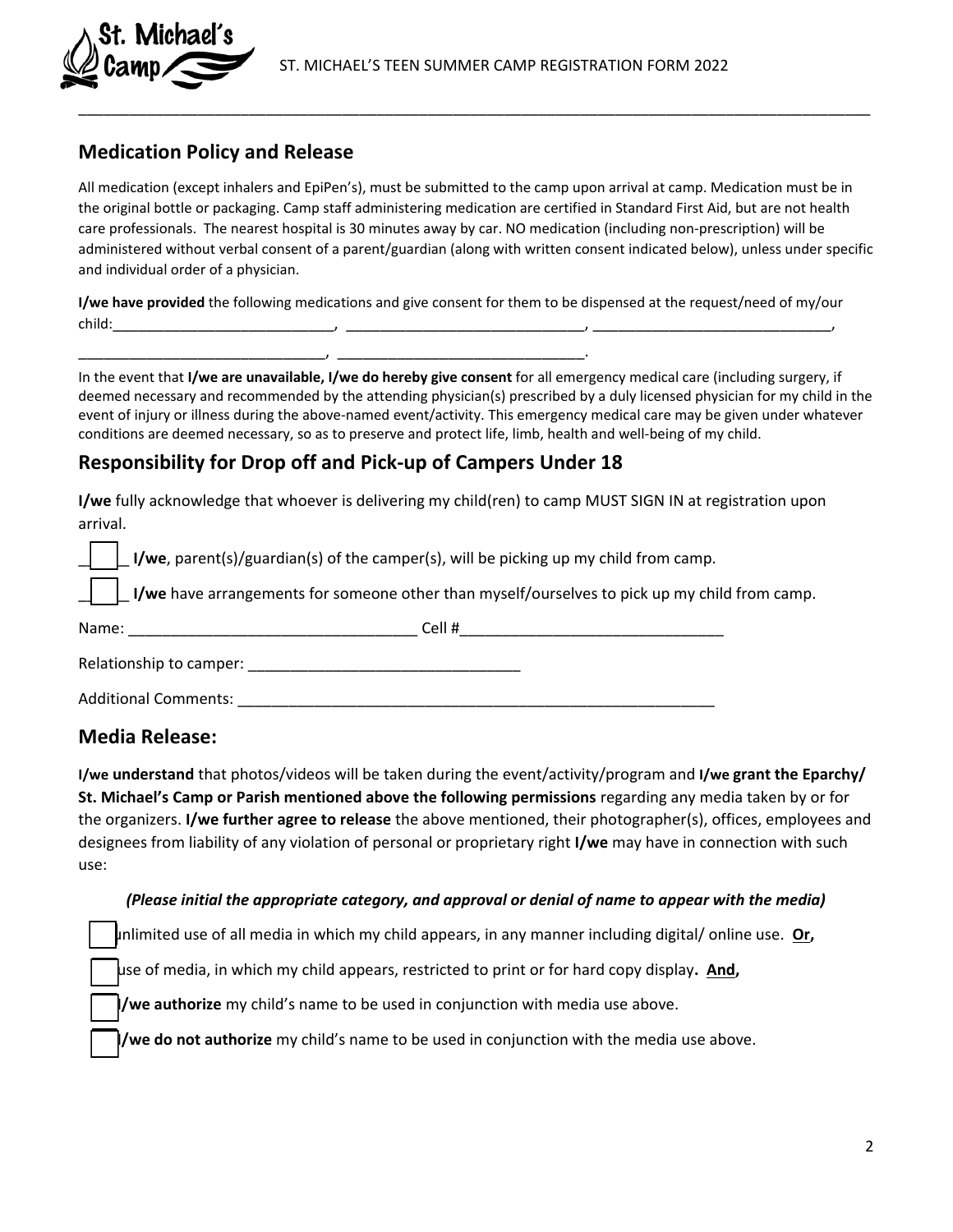## Medication Policy and Release

All medication (except inhalers and EpiPen's), must be submitted to the camp upon arrival at camp. Medication must be in the original bottle or packaging. Camp staff administering medication are certified in Standard First Aid, but are not health care professionals. The nearest hospital is 30 minutes away by car. NO medication (including non-prescription) will be administered without verbal consent of a parent/guardian (along with written consent indicated below), unless under specific and individual order of a physician.

**I/we have provided** the following medications and give consent for them to be dispensed at the request/need of my/our child:\_\_\_\_\_\_\_\_\_\_\_\_\_\_\_\_\_\_\_\_\_\_\_\_\_\_\_, \_\_\_\_\_\_\_\_\_\_\_\_\_\_\_\_\_\_\_\_\_\_\_\_\_\_\_\_\_\_, \_\_\_\_\_\_\_\_\_\_\_\_\_\_\_\_\_\_\_\_\_\_\_\_\_\_\_\_\_\_,
\_\_\_\_\_\_\_\_\_\_\_\_\_\_\_\_\_\_\_\_\_\_\_\_\_\_\_\_\_\_, \_\_\_\_\_\_\_\_\_\_\_\_\_\_\_\_\_\_\_\_\_\_\_\_\_\_\_\_\_\_.

In the event that **I/we are unavailable, I/we do hereby give consent** for all emergency medical care (including surgery, if deemed necessary and recommended by the attending physician(s) prescribed by a duly licensed physician for my child in the event of injury or illness during the above-named event/activity. This emergency medical care may be given under whatever conditions are deemed necessary, so as to preserve and protect life, limb, health and well-being of my child.

## Responsibility for Drop off and Pick-up of Campers Under 18

**I/we** fully acknowledge that whoever is delivering my child(ren) to camp MUST SIGN IN at registration upon arrival.

☐ **I/we**, parent(s)/guardian(s) of the camper(s), will be picking up my child from camp.

☐ **I/we** have arrangements for someone other than myself/ourselves to pick up my child from camp.

Name: \_\_\_\_\_\_\_\_\_\_\_\_\_\_\_\_\_\_\_\_\_\_\_\_\_\_\_\_\_\_\_\_\_\_ Cell #\_\_\_\_\_\_\_\_\_\_\_\_\_\_\_\_\_\_\_\_\_\_\_\_\_\_\_\_\_\_\_

Relationship to camper: \_\_\_\_\_\_\_\_\_\_\_\_\_\_\_\_\_\_\_\_\_\_\_\_\_\_\_\_\_\_\_\_

Additional Comments: \_\_\_\_\_\_\_\_\_\_\_\_\_\_\_\_\_\_\_\_\_\_\_\_\_\_\_\_\_\_\_\_\_\_\_\_\_\_\_\_\_\_\_\_\_\_\_\_\_\_\_\_\_\_\_\_\_\_

## Media Release:

**I/we understand** that photos/videos will be taken during the event/activity/program and **I/we grant the Eparchy/ St. Michael's Camp or Parish mentioned above the following permissions** regarding any media taken by or for the organizers. **I/we further agree to release** the above mentioned, their photographer(s), offices, employees and designees from liability of any violation of personal or proprietary right **I/we** may have in connection with such use:

***(Please initial the appropriate category, and approval or denial of name to appear with the media)***

☐ unlimited use of all media in which my child appears, in any manner including digital/ online use. **Or,**

☐ use of media, in which my child appears, restricted to print or for hard copy display**. And,**

☐ **I/we authorize** my child's name to be used in conjunction with media use above.

☐ **I/we do not authorize** my child's name to be used in conjunction with the media use above.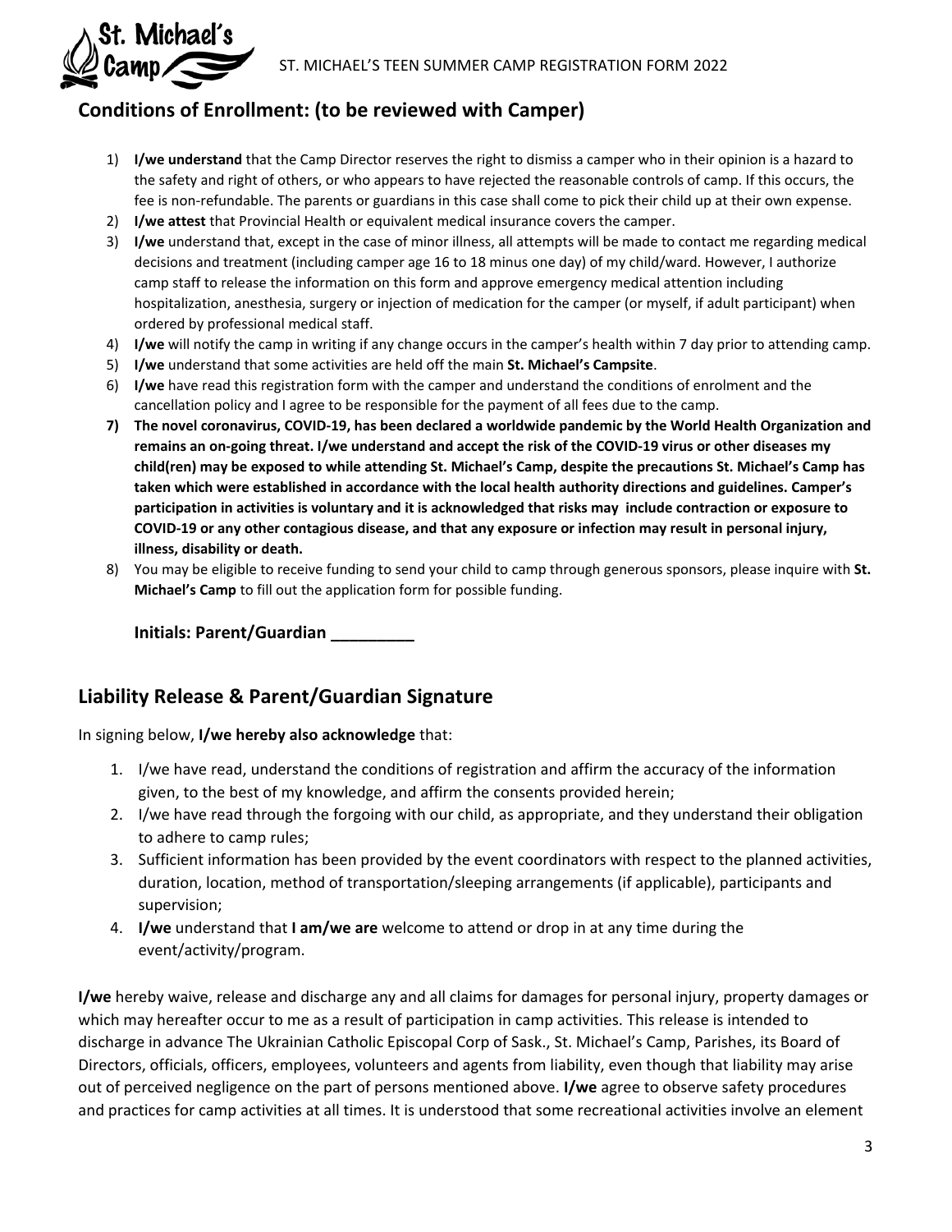## Conditions of Enrollment: (to be reviewed with Camper)

1) **I/we understand** that the Camp Director reserves the right to dismiss a camper who in their opinion is a hazard to the safety and right of others, or who appears to have rejected the reasonable controls of camp. If this occurs, the fee is non-refundable. The parents or guardians in this case shall come to pick their child up at their own expense.
2) **I/we attest** that Provincial Health or equivalent medical insurance covers the camper.
3) **I/we** understand that, except in the case of minor illness, all attempts will be made to contact me regarding medical decisions and treatment (including camper age 16 to 18 minus one day) of my child/ward. However, I authorize camp staff to release the information on this form and approve emergency medical attention including hospitalization, anesthesia, surgery or injection of medication for the camper (or myself, if adult participant) when ordered by professional medical staff.
4) **I/we** will notify the camp in writing if any change occurs in the camper's health within 7 day prior to attending camp.
5) **I/we** understand that some activities are held off the main **St. Michael's Campsite**.
6) **I/we** have read this registration form with the camper and understand the conditions of enrolment and the cancellation policy and I agree to be responsible for the payment of all fees due to the camp.
7) **The novel coronavirus, COVID-19, has been declared a worldwide pandemic by the World Health Organization and remains an on-going threat. I/we understand and accept the risk of the COVID-19 virus or other diseases my child(ren) may be exposed to while attending St. Michael's Camp, despite the precautions St. Michael's Camp has taken which were established in accordance with the local health authority directions and guidelines. Camper's participation in activities is voluntary and it is acknowledged that risks may include contraction or exposure to COVID-19 or any other contagious disease, and that any exposure or infection may result in personal injury, illness, disability or death.**
8) You may be eligible to receive funding to send your child to camp through generous sponsors, please inquire with **St. Michael's Camp** to fill out the application form for possible funding.

**Initials: Parent/Guardian _________**

## Liability Release & Parent/Guardian Signature

In signing below, **I/we hereby also acknowledge** that:

1. I/we have read, understand the conditions of registration and affirm the accuracy of the information given, to the best of my knowledge, and affirm the consents provided herein;
2. I/we have read through the forgoing with our child, as appropriate, and they understand their obligation to adhere to camp rules;
3. Sufficient information has been provided by the event coordinators with respect to the planned activities, duration, location, method of transportation/sleeping arrangements (if applicable), participants and supervision;
4. **I/we** understand that **I am/we are** welcome to attend or drop in at any time during the event/activity/program.

**I/we** hereby waive, release and discharge any and all claims for damages for personal injury, property damages or which may hereafter occur to me as a result of participation in camp activities. This release is intended to discharge in advance The Ukrainian Catholic Episcopal Corp of Sask., St. Michael's Camp, Parishes, its Board of Directors, officials, officers, employees, volunteers and agents from liability, even though that liability may arise out of perceived negligence on the part of persons mentioned above. **I/we** agree to observe safety procedures and practices for camp activities at all times. It is understood that some recreational activities involve an element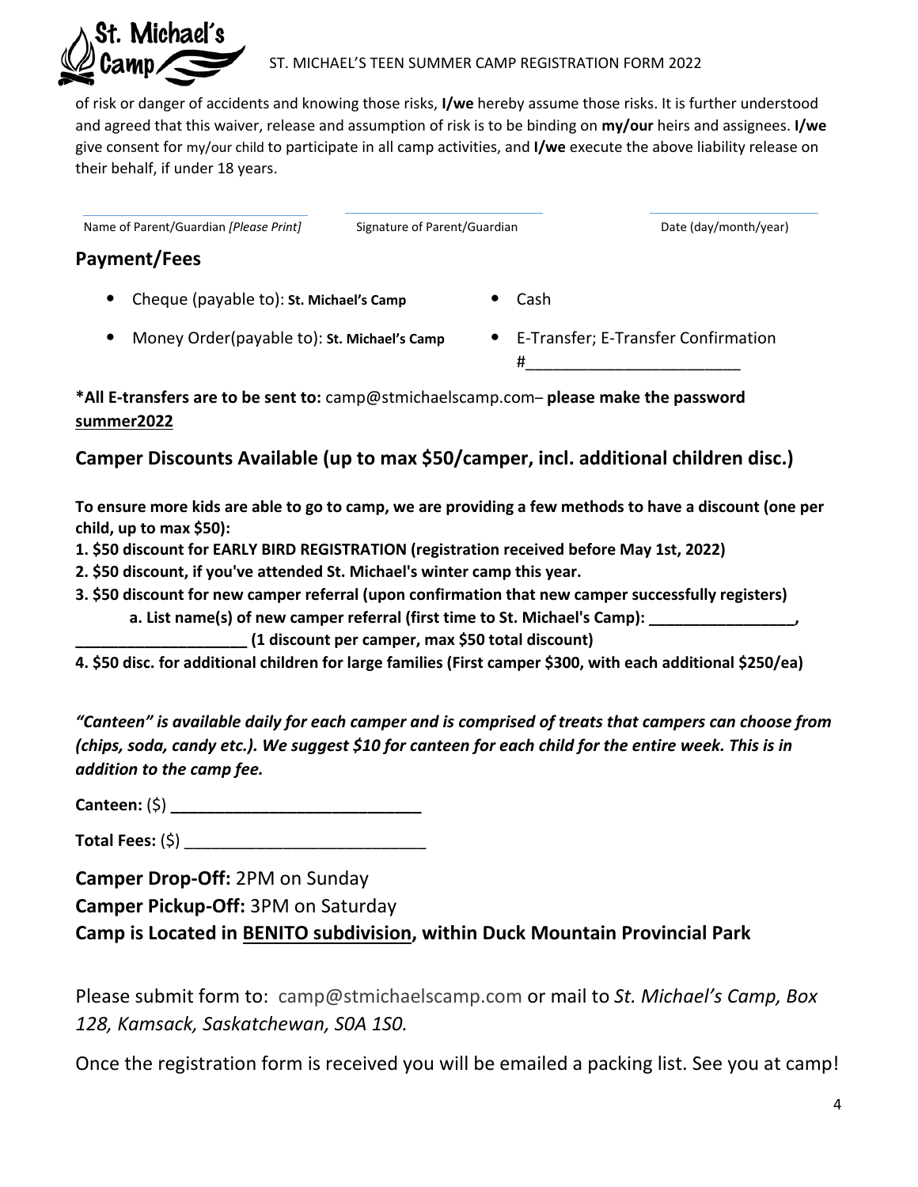of risk or danger of accidents and knowing those risks, **I/we** hereby assume those risks. It is further understood and agreed that this waiver, release and assumption of risk is to be binding on **my/our** heirs and assignees. **I/we** give consent for my/our child to participate in all camp activities, and **I/we** execute the above liability release on their behalf, if under 18 years.

Name of Parent/Guardian *[Please Print]* Signature of Parent/Guardian Date (day/month/year)

## Payment/Fees

- Cheque (payable to): **St. Michael's Camp**
- Cash
- Money Order(payable to): **St. Michael's Camp**
- E-Transfer; E-Transfer Confirmation #________________________

**\*All E-transfers are to be sent to:** camp@stmichaelscamp.com– **please make the password <u>summer2022</u>**

## Camper Discounts Available (up to max $50/camper, incl. additional children disc.)

**To ensure more kids are able to go to camp, we are providing a few methods to have a discount (one per child, up to max $50):**

**1. $50 discount for EARLY BIRD REGISTRATION (registration received before May 1st, 2022)**
**2. $50 discount, if you've attended St. Michael's winter camp this year.**
**3. $50 discount for new camper referral (upon confirmation that new camper successfully registers)**
  **a. List name(s) of new camper referral (first time to St. Michael's Camp): _________________, ____________________ (1 discount per camper, max $50 total discount)**
**4. $50 disc. for additional children for large families (First camper $300, with each additional $250/ea)**

***"Canteen" is available daily for each camper and is comprised of treats that campers can choose from (chips, soda, candy etc.). We suggest $10 for canteen for each child for the entire week. This is in addition to the camp fee.***

**Canteen:** ($) ____________________________

**Total Fees:** ($) ___________________________

**Camper Drop-Off:** 2PM on Sunday
**Camper Pickup-Off:** 3PM on Saturday
**Camp is Located in <u>BENITO subdivision</u>, within Duck Mountain Provincial Park**

Please submit form to: camp@stmichaelscamp.com or mail to *St. Michael's Camp, Box 128, Kamsack, Saskatchewan, S0A 1S0.*

Once the registration form is received you will be emailed a packing list. See you at camp!